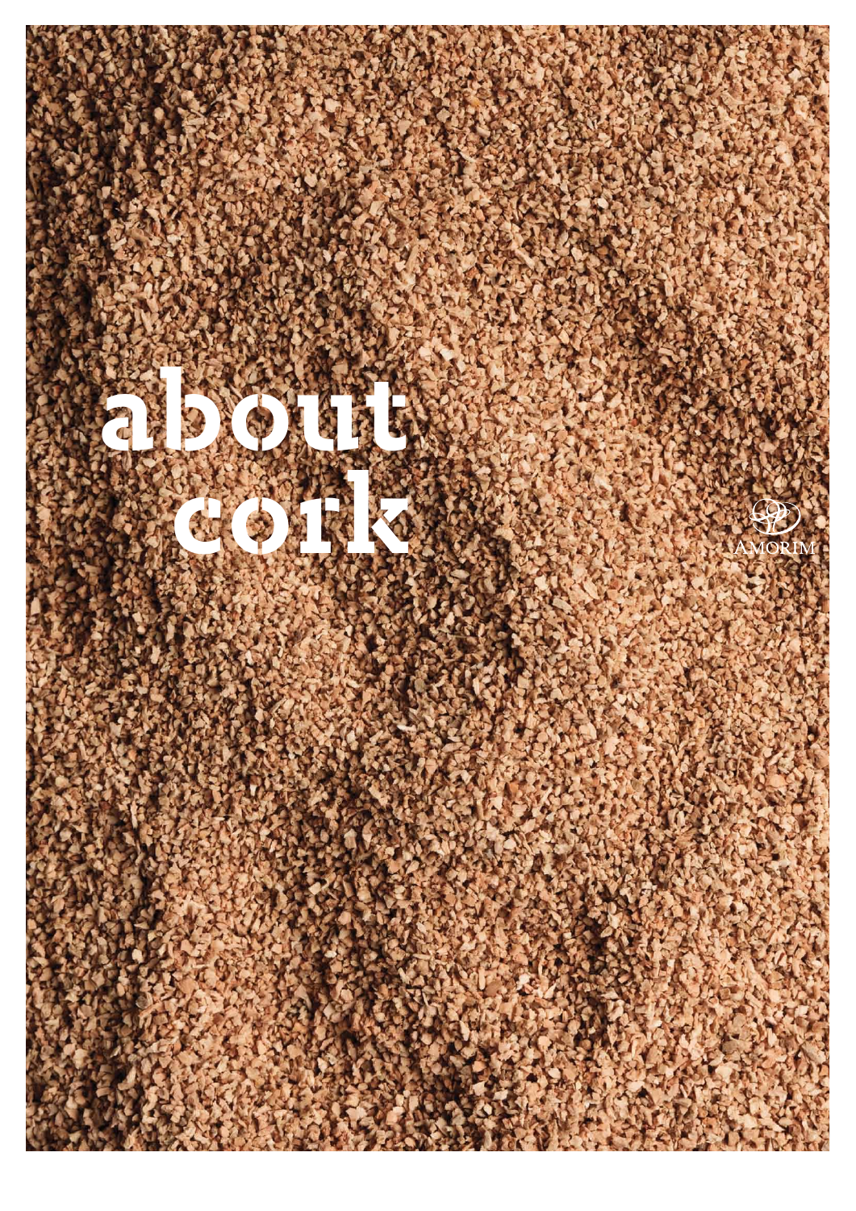# about cork

AMORIM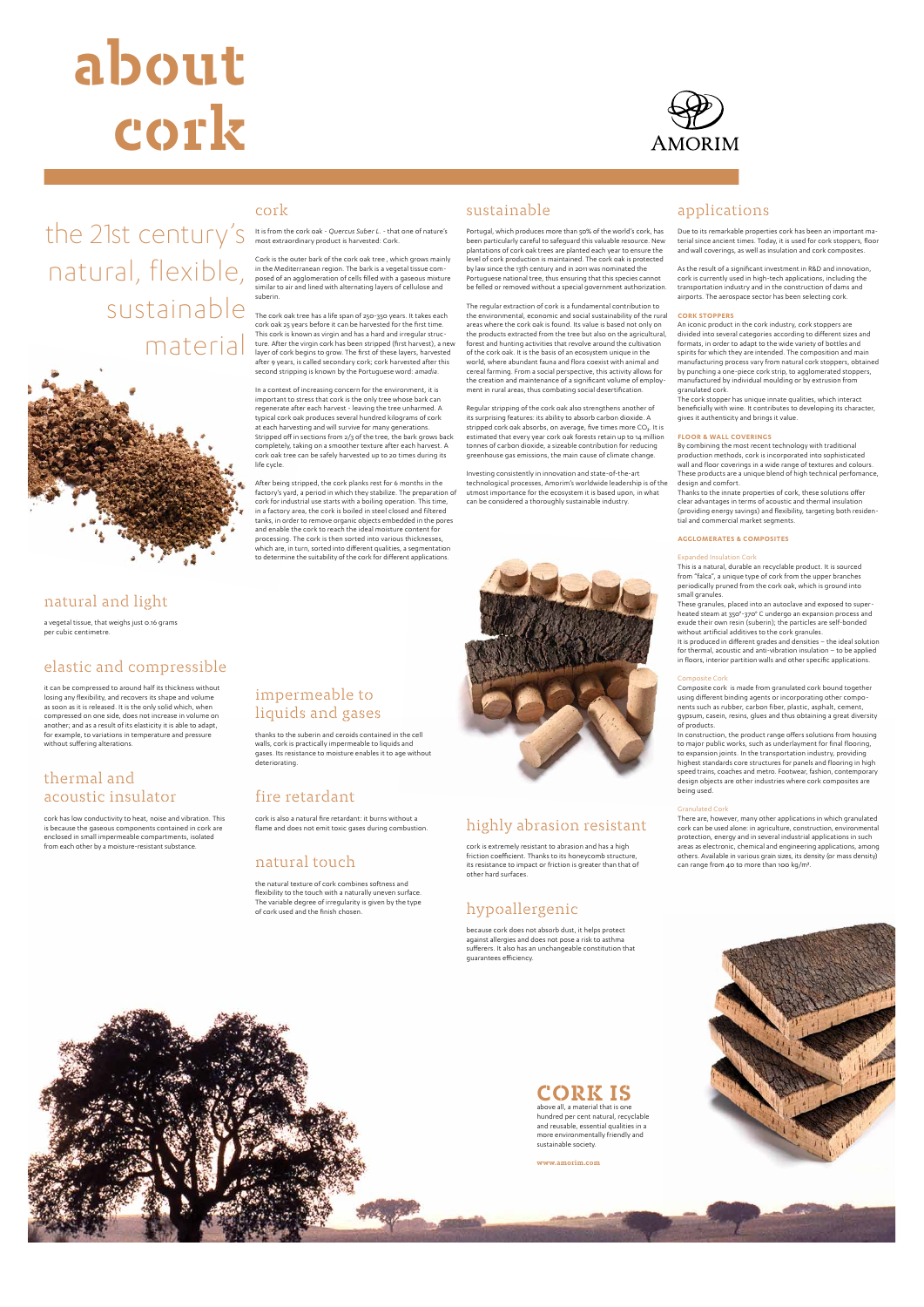# about cork

AMORIM

## the 21st century's natural, flexible, sustainable material

## natural and light

a vegetal tissue, that weighs just 0.16 grams per cubic centimetre.

## elastic and compressible

it can be compressed to around half its thickness without losing any flexibility, and recovers its shape and volume as soon as it is released. It is the only solid which, when compressed on one side, does not increase in volume on another; and as a result of its elasticity it is able to adapt, for example, to variations in temperature and pressure without suffering alterations.

## thermal and acoustic insulator

cork has low conductivity to heat, noise and vibration. This is because the gaseous components contained in cork are enclosed in small impermeable compartments, isolated from each other by a moisture-resistant substance.

## cork

It is from the cork oak - *Quercus Suber L.* - that one of nature's most extraordinary product is harvested: Cork.

Cork is the outer bark of the cork oak tree , which grows mainly in the Mediterranean region. The bark is a vegetal tissue composed of an agglomeration of cells filled with a gaseous mixture similar to air and lined with alternating layers of cellulose and suberin.

The cork oak tree has a life span of 250-350 years. It takes each cork oak 25 years before it can be harvested for the first time. This cork is known as virgin and has a hard and irregular structure. After the virgin cork has been stripped (first harvest), a new layer of cork begins to grow. The first of these layers, harvested after 9 years, is called secondary cork; cork harvested after this second stripping is known by the Portuguese word: *amadia*.

In a context of increasing concern for the environment, it is important to stress that cork is the only tree whose bark can regenerate after each harvest - leaving the tree unharmed. A typical cork oak produces several hundred kilograms of cork at each harvesting and will survive for many generations. Stripped off in sections from 2/3 of the tree, the bark grows back completely, taking on a smoother texture after each harvest. A cork oak tree can be safely harvested up to 20 times during its life cycle.

After being stripped, the cork planks rest for 6 months in the factory's yard, a period in which they stabilize. The preparation of cork for industrial use starts with a boiling operation. This time, in a factory area, the cork is boiled in steel closed and filtered tanks, in order to remove organic objects embedded in the pores and enable the cork to reach the ideal moisture content for processing. The cork is then sorted into various thicknesses, which are, in turn, sorted into different qualities, a segmentation to determine the suitability of the cork for different applications.

## impermeable to liquids and gases

thanks to the suberin and ceroids contained in the cell walls, cork is practically impermeable to liquids and gases. Its resistance to moisture enables it to age without deteriorating.

## fire retardant

cork is also a natural fire retardant: it burns without a flame and does not emit toxic gases during combustion.

## natural touch

the natural texture of cork combines softness and flexibility to the touch with a naturally uneven surface. The variable degree of irregularity is given by the type of cork used and the finish chosen.

## sustainable

Portugal, which produces more than 50% of the world's cork, has been particularly careful to safeguard this valuable resource. New plantations of cork oak trees are planted each year to ensure the level of cork production is maintained. The cork oak is protected by law since the 13th century and in 2011 was nominated the Portuguese national tree, thus ensuring that this species cannot be felled or removed without a special government authorization.

The regular extraction of cork is a fundamental contribution to the environmental, economic and social sustainability of the rural areas where the cork oak is found. Its value is based not only on the products extracted from the tree but also on the agricultural, forest and hunting activities that revolve around the cultivation of the cork oak. It is the basis of an ecosystem unique in the world, where abundant fauna and flora coexist with animal and cereal farming. From a social perspective, this activity allows for the creation and maintenance of a significant volume of employment in rural areas, thus combating social desertification.

Regular stripping of the cork oak also strengthens another of its surprising features: its ability to absorb carbon dioxide. A stripped cork oak absorbs, on average, five times more $CO_2$. It is estimated that every year cork oak forests retain up to 14 million tonnes of carbon dioxide, a sizeable contribution for reducing greenhouse gas emissions, the main cause of climate change.

Investing consistently in innovation and state-of-the-art technological processes, Amorim's worldwide leadership is of the utmost importance for the ecosystem it is based upon, in what can be considered a thoroughly sustainable industry.

## highly abrasion resistant

cork is extremely resistant to abrasion and has a high friction coefficient. Thanks to its honeycomb structure, its resistance to impact or friction is greater than that of other hard surfaces.

## hypoallergenic

because cork does not absorb dust, it helps protect against allergies and does not pose a risk to asthma sufferers. It also has an unchangeable constitution that guarantees efficiency.

## applications

Due to its remarkable properties cork has been an important material since ancient times. Today, it is used for cork stoppers, floor and wall coverings, as well as insulation and cork composites.

As the result of a significant investment in R&D and innovation, cork is currently used in high-tech applications, including the transportation industry and in the construction of dams and airports. The aerospace sector has been selecting cork.

### CORK STOPPERS

An iconic product in the cork industry, cork stoppers are divided into several categories according to different sizes and formats, in order to adapt to the wide variety of bottles and spirits for which they are intended. The composition and main manufacturing process vary from natural cork stoppers, obtained by punching a one-piece cork strip, to agglomerated stoppers, manufactured by individual moulding or by extrusion from granulated cork.

The cork stopper has unique innate qualities, which interact beneficially with wine. It contributes to developing its character, gives it authenticity and brings it value.

### FLOOR & WALL COVERINGS

By combining the most recent technology with traditional production methods, cork is incorporated into sophisticated wall and floor coverings in a wide range of textures and colours. These products are a unique blend of high technical perfomance, design and comfort.

Thanks to the innate properties of cork, these solutions offer clear advantages in terms of acoustic and thermal insulation (providing energy savings) and flexibility, targeting both residential and commercial market segments.

### AGGLOMERATES & COMPOSITES

#### Expanded Insulation Cork

This is a natural, durable an recyclable product. It is sourced from "falca", a unique type of cork from the upper branches periodically pruned from the cork oak, which is ground into small granules.

These granules, placed into an autoclave and exposed to superheated steam at 350°-370° C undergo an expansion process and exude their own resin (suberin); the particles are self-bonded without artificial additives to the cork granules.

It is produced in different grades and densities – the ideal solution for thermal, acoustic and anti-vibration insulation – to be applied in floors, interior partition walls and other specific applications.

#### Composite Cork

Composite cork is made from granulated cork bound together using different binding agents or incorporating other components such as rubber, carbon fiber, plastic, asphalt, cement, gypsum, casein, resins, glues and thus obtaining a great diversity of products.

In construction, the product range offers solutions from housing to major public works, such as underlayment for final flooring, to expansion joints. In the transportation industry, providing highest standards core structures for panels and flooring in high speed trains, coaches and metro. Footwear, fashion, contemporary design objects are other industries where cork composites are being used.

#### Granulated Cork

There are, however, many other applications in which granulated cork can be used alone: in agriculture, construction, environmental protection, energy and in several industrial applications in such areas as electronic, chemical and engineering applications, among others. Available in various grain sizes, its density (or mass density) can range from 40 to more than 100 kg/m³.

## CORK IS

above all, a material that is one hundred per cent natural, recyclable and reusable, essential qualities in a more environmentally friendly and sustainable society.

www.amorim.com